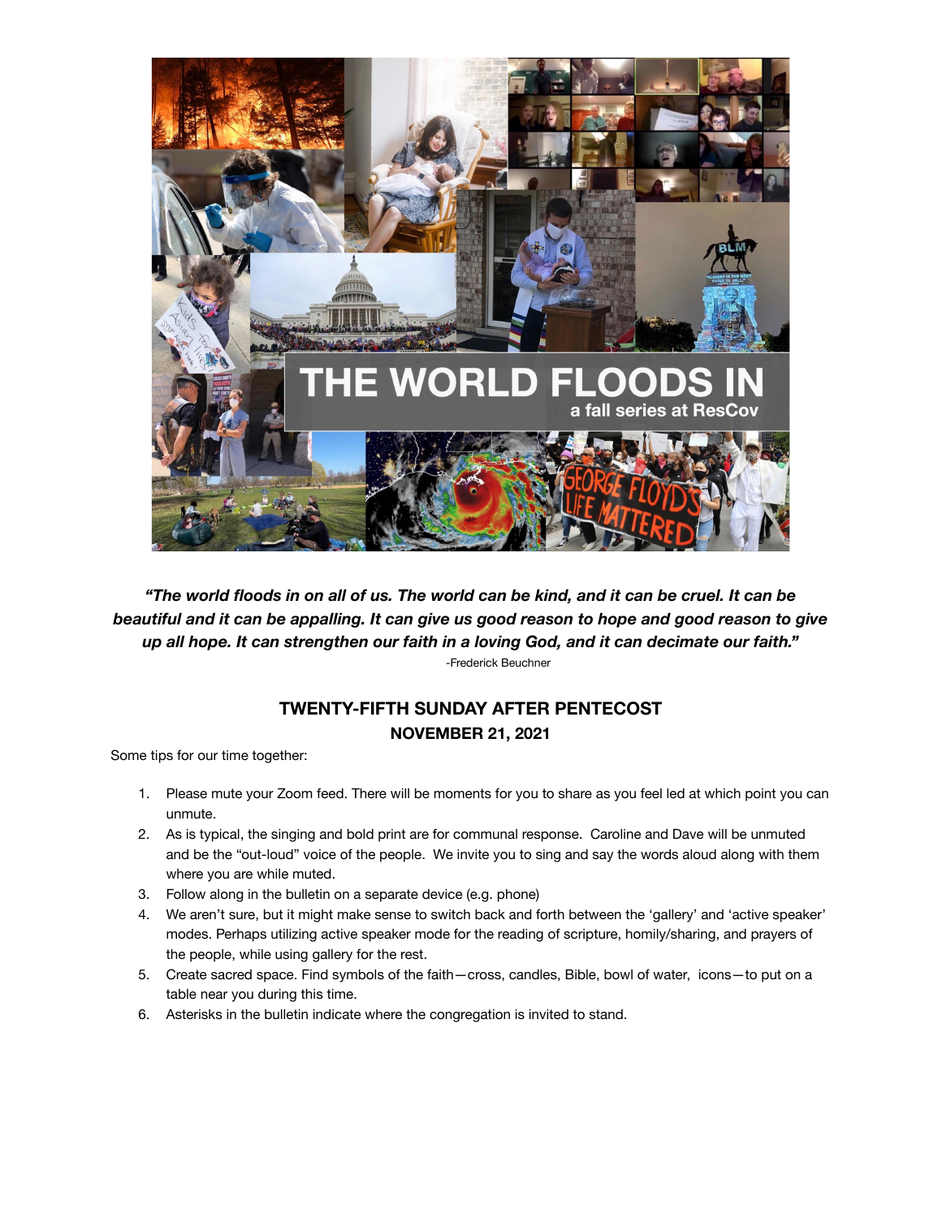*"The world floods in on all of us. The world can be kind, and it can be cruel. It can be beautiful and it can be appalling. It can give us good reason to hope and good reason to give up all hope. It can strengthen our faith in a loving God, and it can decimate our faith."*

-Frederick Beuchner

## TWENTY-FIFTH SUNDAY AFTER PENTECOST

### NOVEMBER 21, 2021

Some tips for our time together:

1. Please mute your Zoom feed. There will be moments for you to share as you feel led at which point you can unmute.
2. As is typical, the singing and bold print are for communal response. Caroline and Dave will be unmuted and be the "out-loud" voice of the people. We invite you to sing and say the words aloud along with them where you are while muted.
3. Follow along in the bulletin on a separate device (e.g. phone)
4. We aren't sure, but it might make sense to switch back and forth between the 'gallery' and 'active speaker' modes. Perhaps utilizing active speaker mode for the reading of scripture, homily/sharing, and prayers of the people, while using gallery for the rest.
5. Create sacred space. Find symbols of the faith—cross, candles, Bible, bowl of water, icons—to put on a table near you during this time.
6. Asterisks in the bulletin indicate where the congregation is invited to stand.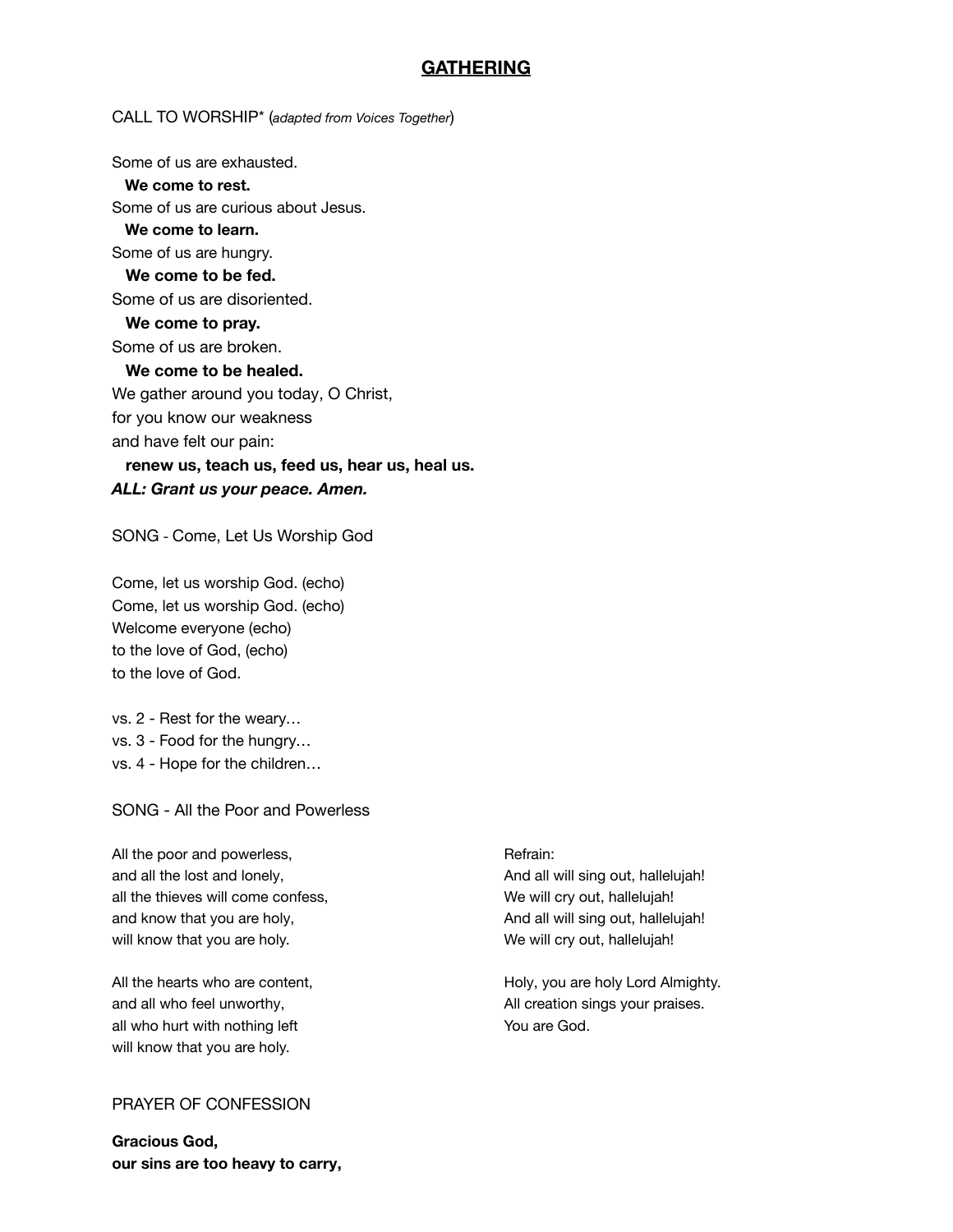## GATHERING

CALL TO WORSHIP* (*adapted from Voices Together*)

Some of us are exhausted.
**We come to rest.**
Some of us are curious about Jesus.
**We come to learn.**
Some of us are hungry.
**We come to be fed.**
Some of us are disoriented.
**We come to pray.**
Some of us are broken.
**We come to be healed.**
We gather around you today, O Christ,
for you know our weakness
and have felt our pain:
**renew us, teach us, feed us, hear us, heal us.**
***ALL: Grant us your peace. Amen.***

SONG - Come, Let Us Worship God

Come, let us worship God. (echo)
Come, let us worship God. (echo)
Welcome everyone (echo)
to the love of God, (echo)
to the love of God.

vs. 2 - Rest for the weary…
vs. 3 - Food for the hungry…
vs. 4 - Hope for the children…

SONG - All the Poor and Powerless

All the poor and powerless,
and all the lost and lonely,
all the thieves will come confess,
and know that you are holy,
will know that you are holy.

All the hearts who are content,
and all who feel unworthy,
all who hurt with nothing left
will know that you are holy.

Refrain:
And all will sing out, hallelujah!
We will cry out, hallelujah!
And all will sing out, hallelujah!
We will cry out, hallelujah!

Holy, you are holy Lord Almighty.
All creation sings your praises.
You are God.

PRAYER OF CONFESSION

**Gracious God,**
**our sins are too heavy to carry,**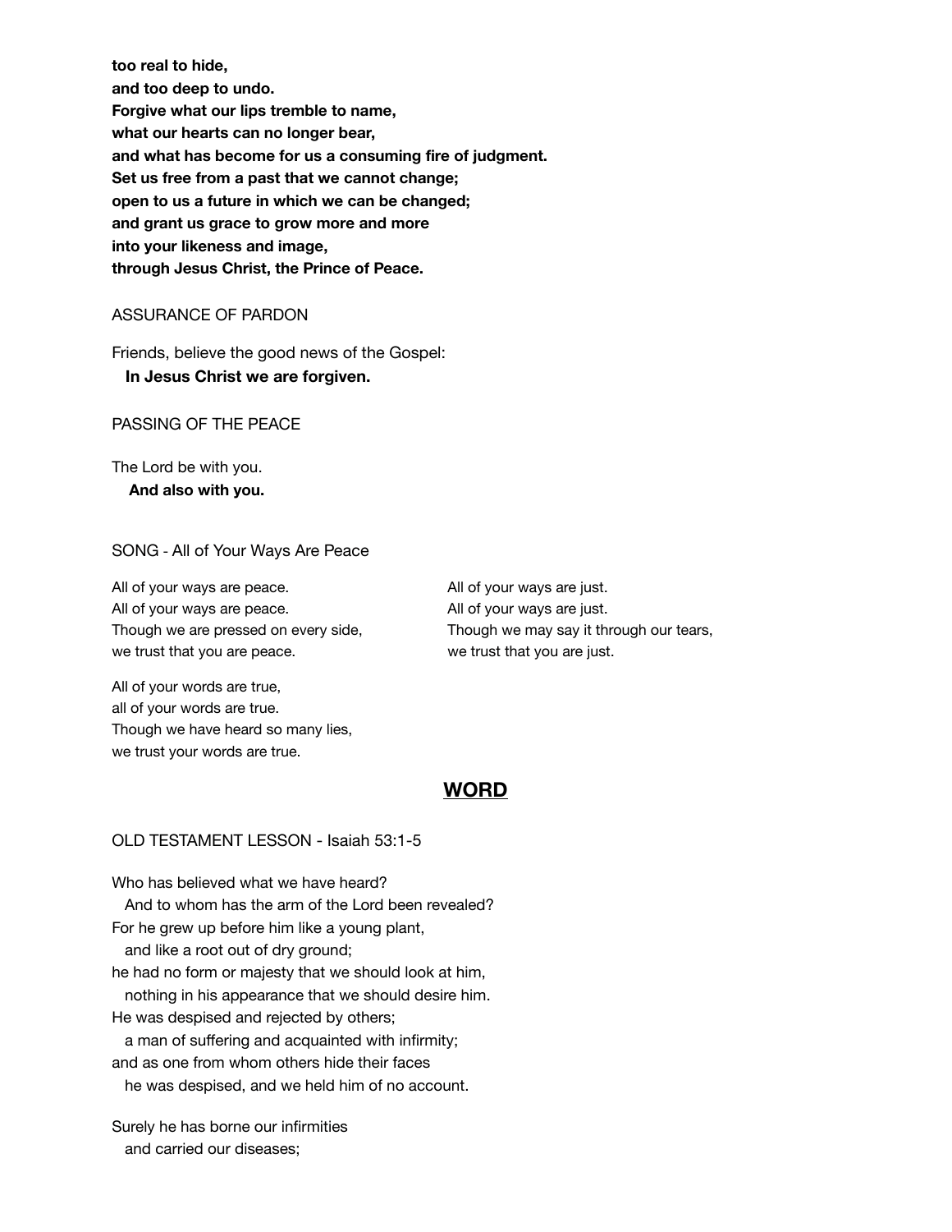**too real to hide,**
**and too deep to undo.**
**Forgive what our lips tremble to name,**
**what our hearts can no longer bear,**
**and what has become for us a consuming fire of judgment.**
**Set us free from a past that we cannot change;**
**open to us a future in which we can be changed;**
**and grant us grace to grow more and more**
**into your likeness and image,**
**through Jesus Christ, the Prince of Peace.**

ASSURANCE OF PARDON

Friends, believe the good news of the Gospel:
**In Jesus Christ we are forgiven.**

PASSING OF THE PEACE

The Lord be with you.
**And also with you.**

SONG - All of Your Ways Are Peace

All of your ways are peace.
All of your ways are peace.
Though we are pressed on every side,
we trust that you are peace.

All of your ways are just.
All of your ways are just.
Though we may say it through our tears,
we trust that you are just.

All of your words are true,
all of your words are true.
Though we have heard so many lies,
we trust your words are true.

## WORD

OLD TESTAMENT LESSON - Isaiah 53:1-5

Who has believed what we have heard?
And to whom has the arm of the Lord been revealed?
For he grew up before him like a young plant,
and like a root out of dry ground;
he had no form or majesty that we should look at him,
nothing in his appearance that we should desire him.
He was despised and rejected by others;
a man of suffering and acquainted with infirmity;
and as one from whom others hide their faces
he was despised, and we held him of no account.

Surely he has borne our infirmities
and carried our diseases;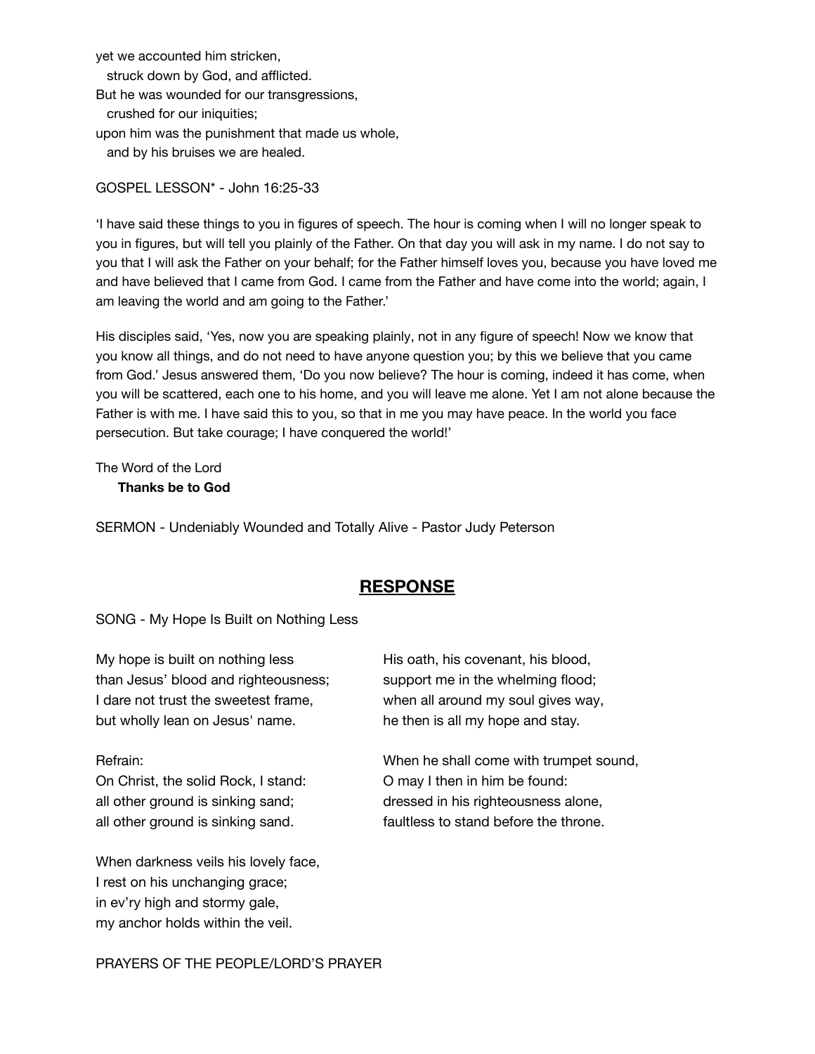yet we accounted him stricken,
  struck down by God, and afflicted.
But he was wounded for our transgressions,
  crushed for our iniquities;
upon him was the punishment that made us whole,
  and by his bruises we are healed.

GOSPEL LESSON* - John 16:25-33

'I have said these things to you in figures of speech. The hour is coming when I will no longer speak to you in figures, but will tell you plainly of the Father. On that day you will ask in my name. I do not say to you that I will ask the Father on your behalf; for the Father himself loves you, because you have loved me and have believed that I came from God. I came from the Father and have come into the world; again, I am leaving the world and am going to the Father.'

His disciples said, 'Yes, now you are speaking plainly, not in any figure of speech! Now we know that you know all things, and do not need to have anyone question you; by this we believe that you came from God.' Jesus answered them, 'Do you now believe? The hour is coming, indeed it has come, when you will be scattered, each one to his home, and you will leave me alone. Yet I am not alone because the Father is with me. I have said this to you, so that in me you may have peace. In the world you face persecution. But take courage; I have conquered the world!'

The Word of the Lord
  **Thanks be to God**

SERMON - Undeniably Wounded and Totally Alive - Pastor Judy Peterson

## RESPONSE

SONG - My Hope Is Built on Nothing Less

My hope is built on nothing less
than Jesus' blood and righteousness;
I dare not trust the sweetest frame,
but wholly lean on Jesus' name.

Refrain:
On Christ, the solid Rock, I stand:
all other ground is sinking sand;
all other ground is sinking sand.

When darkness veils his lovely face,
I rest on his unchanging grace;
in ev'ry high and stormy gale,
my anchor holds within the veil.

His oath, his covenant, his blood,
support me in the whelming flood;
when all around my soul gives way,
he then is all my hope and stay.

When he shall come with trumpet sound,
O may I then in him be found:
dressed in his righteousness alone,
faultless to stand before the throne.

PRAYERS OF THE PEOPLE/LORD'S PRAYER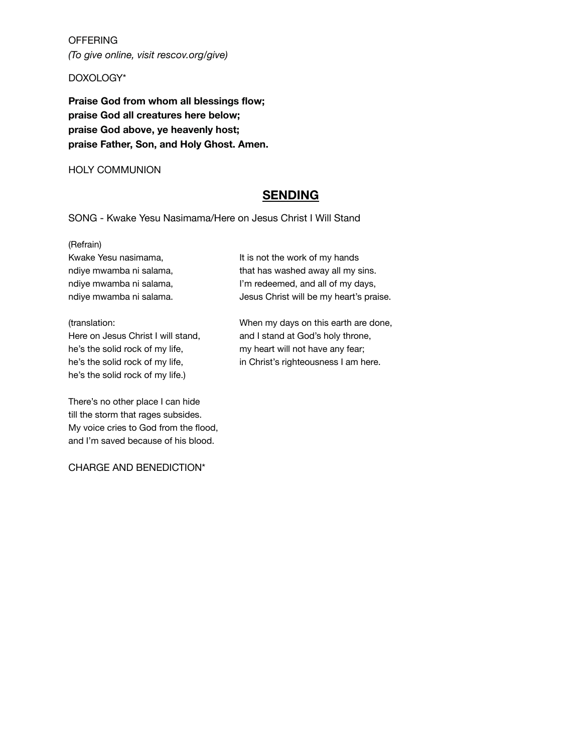OFFERING
*(To give online, visit rescov.org/give)*

DOXOLOGY*

**Praise God from whom all blessings flow;**
**praise God all creatures here below;**
**praise God above, ye heavenly host;**
**praise Father, Son, and Holy Ghost. Amen.**

HOLY COMMUNION

## SENDING

SONG - Kwake Yesu Nasimama/Here on Jesus Christ I Will Stand

(Refrain)
Kwake Yesu nasimama,
ndiye mwamba ni salama,
ndiye mwamba ni salama,
ndiye mwamba ni salama.

(translation:
Here on Jesus Christ I will stand,
he's the solid rock of my life,
he's the solid rock of my life,
he's the solid rock of my life.)

There's no other place I can hide
till the storm that rages subsides.
My voice cries to God from the flood,
and I'm saved because of his blood.

It is not the work of my hands
that has washed away all my sins.
I'm redeemed, and all of my days,
Jesus Christ will be my heart's praise.

When my days on this earth are done,
and I stand at God's holy throne,
my heart will not have any fear;
in Christ's righteousness I am here.

CHARGE AND BENEDICTION*